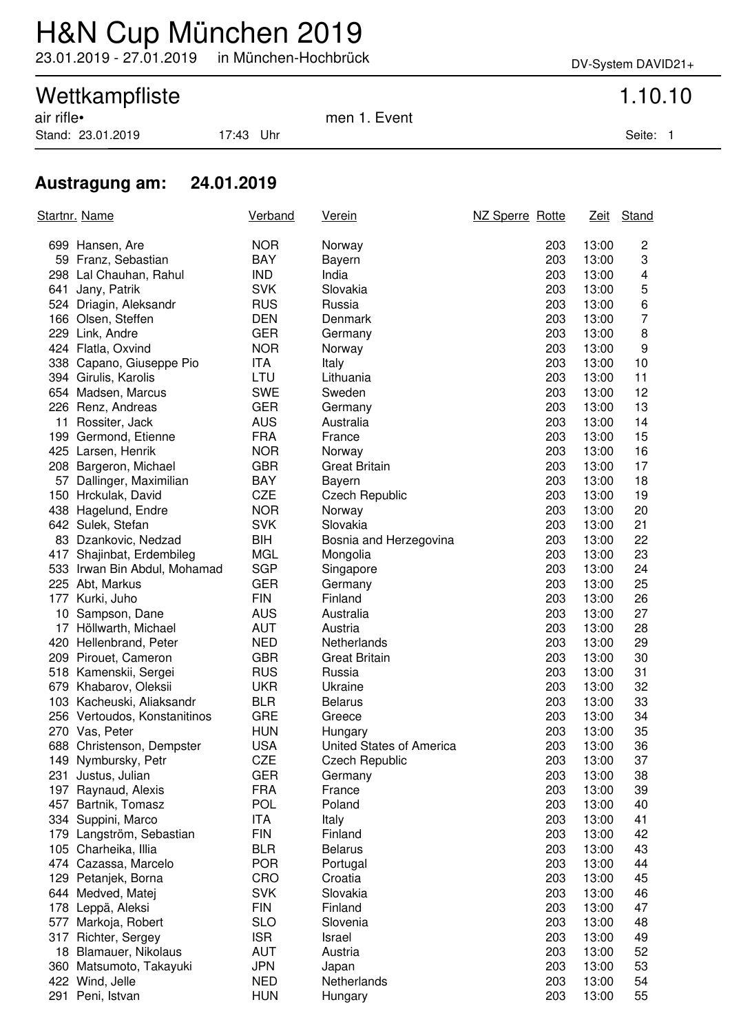# H&N Cup München 2019

23.01.2019 - 27.01.2019 in München-Hochbrück

DV-System DAVID21+

## Wettkampfliste

1.10.10

air rifle• men 1. Event

Stand: 23.01.2019 17:43 Uhr

### Austragung am: 24.01.2019

| Startnr. | Name | Verband | Verein | NZ Sperre | Rotte | Zeit | Stand |
|---|---|---|---|---|---|---|---|
| 699 | Hansen, Are | NOR | Norway | | 203 | 13:00 | 2 |
| 59 | Franz, Sebastian | BAY | Bayern | | 203 | 13:00 | 3 |
| 298 | Lal Chauhan, Rahul | IND | India | | 203 | 13:00 | 4 |
| 641 | Jany, Patrik | SVK | Slovakia | | 203 | 13:00 | 5 |
| 524 | Driagin, Aleksandr | RUS | Russia | | 203 | 13:00 | 6 |
| 166 | Olsen, Steffen | DEN | Denmark | | 203 | 13:00 | 7 |
| 229 | Link, Andre | GER | Germany | | 203 | 13:00 | 8 |
| 424 | Flatla, Oxvind | NOR | Norway | | 203 | 13:00 | 9 |
| 338 | Capano, Giuseppe Pio | ITA | Italy | | 203 | 13:00 | 10 |
| 394 | Girulis, Karolis | LTU | Lithuania | | 203 | 13:00 | 11 |
| 654 | Madsen, Marcus | SWE | Sweden | | 203 | 13:00 | 12 |
| 226 | Renz, Andreas | GER | Germany | | 203 | 13:00 | 13 |
| 11 | Rossiter, Jack | AUS | Australia | | 203 | 13:00 | 14 |
| 199 | Germond, Etienne | FRA | France | | 203 | 13:00 | 15 |
| 425 | Larsen, Henrik | NOR | Norway | | 203 | 13:00 | 16 |
| 208 | Bargeron, Michael | GBR | Great Britain | | 203 | 13:00 | 17 |
| 57 | Dallinger, Maximilian | BAY | Bayern | | 203 | 13:00 | 18 |
| 150 | Hrckulak, David | CZE | Czech Republic | | 203 | 13:00 | 19 |
| 438 | Hagelund, Endre | NOR | Norway | | 203 | 13:00 | 20 |
| 642 | Sulek, Stefan | SVK | Slovakia | | 203 | 13:00 | 21 |
| 83 | Dzankovic, Nedzad | BIH | Bosnia and Herzegovina | | 203 | 13:00 | 22 |
| 417 | Shajinbat, Erdembileg | MGL | Mongolia | | 203 | 13:00 | 23 |
| 533 | Irwan Bin Abdul, Mohamad | SGP | Singapore | | 203 | 13:00 | 24 |
| 225 | Abt, Markus | GER | Germany | | 203 | 13:00 | 25 |
| 177 | Kurki, Juho | FIN | Finland | | 203 | 13:00 | 26 |
| 10 | Sampson, Dane | AUS | Australia | | 203 | 13:00 | 27 |
| 17 | Höllwarth, Michael | AUT | Austria | | 203 | 13:00 | 28 |
| 420 | Hellenbrand, Peter | NED | Netherlands | | 203 | 13:00 | 29 |
| 209 | Pirouet, Cameron | GBR | Great Britain | | 203 | 13:00 | 30 |
| 518 | Kamenskii, Sergei | RUS | Russia | | 203 | 13:00 | 31 |
| 679 | Khabarov, Oleksii | UKR | Ukraine | | 203 | 13:00 | 32 |
| 103 | Kacheuski, Aliaksandr | BLR | Belarus | | 203 | 13:00 | 33 |
| 256 | Vertoudos, Konstanitinos | GRE | Greece | | 203 | 13:00 | 34 |
| 270 | Vas, Peter | HUN | Hungary | | 203 | 13:00 | 35 |
| 688 | Christenson, Dempster | USA | United States of America | | 203 | 13:00 | 36 |
| 149 | Nymbursky, Petr | CZE | Czech Republic | | 203 | 13:00 | 37 |
| 231 | Justus, Julian | GER | Germany | | 203 | 13:00 | 38 |
| 197 | Raynaud, Alexis | FRA | France | | 203 | 13:00 | 39 |
| 457 | Bartnik, Tomasz | POL | Poland | | 203 | 13:00 | 40 |
| 334 | Suppini, Marco | ITA | Italy | | 203 | 13:00 | 41 |
| 179 | Langström, Sebastian | FIN | Finland | | 203 | 13:00 | 42 |
| 105 | Charheika, Illia | BLR | Belarus | | 203 | 13:00 | 43 |
| 474 | Cazassa, Marcelo | POR | Portugal | | 203 | 13:00 | 44 |
| 129 | Petanjek, Borna | CRO | Croatia | | 203 | 13:00 | 45 |
| 644 | Medved, Matej | SVK | Slovakia | | 203 | 13:00 | 46 |
| 178 | Leppä, Aleksi | FIN | Finland | | 203 | 13:00 | 47 |
| 577 | Markoja, Robert | SLO | Slovenia | | 203 | 13:00 | 48 |
| 317 | Richter, Sergey | ISR | Israel | | 203 | 13:00 | 49 |
| 18 | Blamauer, Nikolaus | AUT | Austria | | 203 | 13:00 | 52 |
| 360 | Matsumoto, Takayuki | JPN | Japan | | 203 | 13:00 | 53 |
| 422 | Wind, Jelle | NED | Netherlands | | 203 | 13:00 | 54 |
| 291 | Peni, Istvan | HUN | Hungary | | 203 | 13:00 | 55 |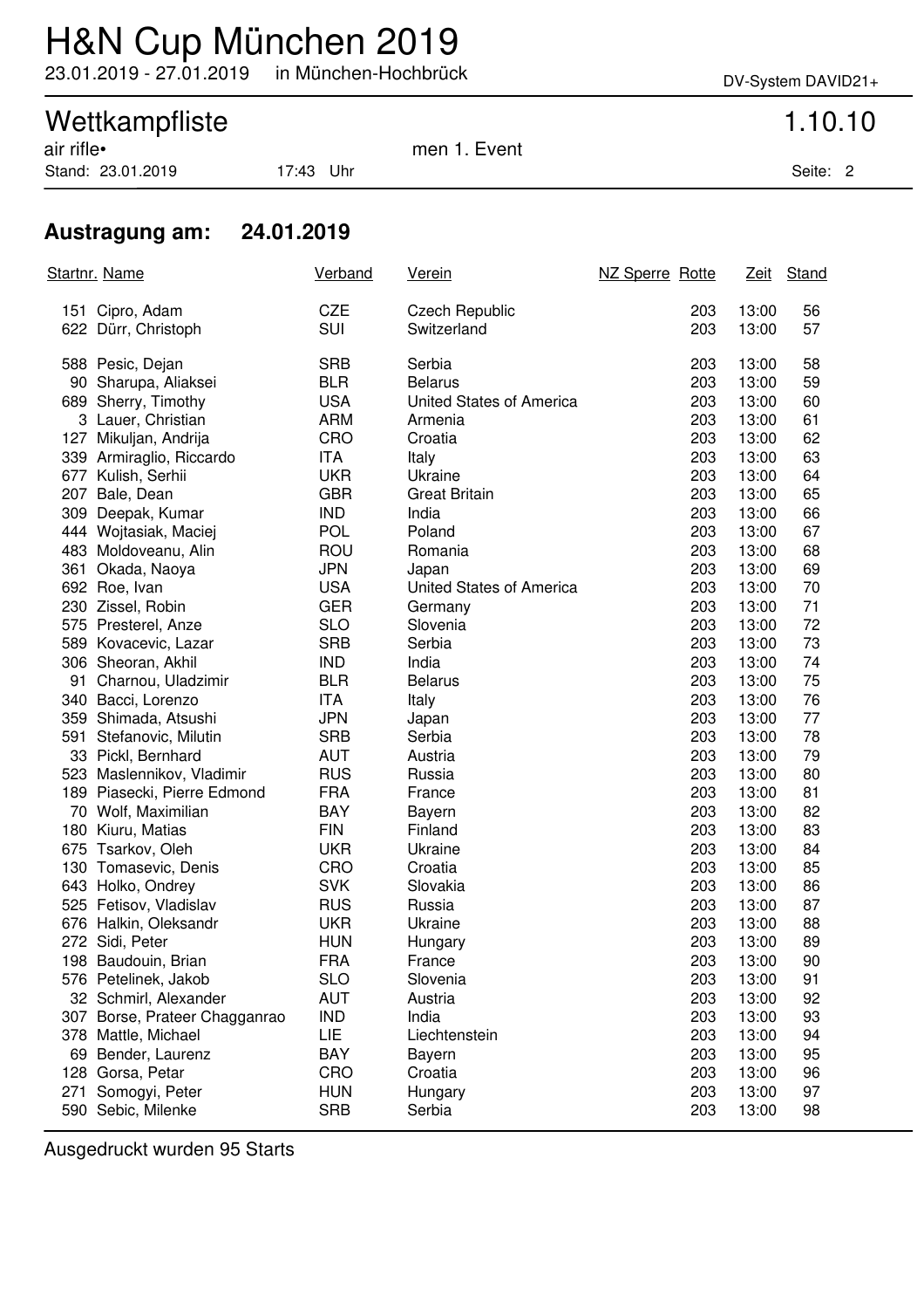# H&N Cup München 2019

23.01.2019 - 27.01.2019 in München-Hochbrück

DV-System DAVID21+

## Wettkampfliste

1.10.10

air rifle• men 1. Event

Stand: 23.01.2019 17:43 Uhr

### Austragung am: 24.01.2019

| Startnr. | Name | Verband | Verein | NZ Sperre | Rotte | Zeit | Stand |
|---|---|---|---|---|---|---|---|
| 151 | Cipro, Adam | CZE | Czech Republic | | 203 | 13:00 | 56 |
| 622 | Dürr, Christoph | SUI | Switzerland | | 203 | 13:00 | 57 |
| 588 | Pesic, Dejan | SRB | Serbia | | 203 | 13:00 | 58 |
| 90 | Sharupa, Aliaksei | BLR | Belarus | | 203 | 13:00 | 59 |
| 689 | Sherry, Timothy | USA | United States of America | | 203 | 13:00 | 60 |
| 3 | Lauer, Christian | ARM | Armenia | | 203 | 13:00 | 61 |
| 127 | Mikuljan, Andrija | CRO | Croatia | | 203 | 13:00 | 62 |
| 339 | Armiraglio, Riccardo | ITA | Italy | | 203 | 13:00 | 63 |
| 677 | Kulish, Serhii | UKR | Ukraine | | 203 | 13:00 | 64 |
| 207 | Bale, Dean | GBR | Great Britain | | 203 | 13:00 | 65 |
| 309 | Deepak, Kumar | IND | India | | 203 | 13:00 | 66 |
| 444 | Wojtasiak, Maciej | POL | Poland | | 203 | 13:00 | 67 |
| 483 | Moldoveanu, Alin | ROU | Romania | | 203 | 13:00 | 68 |
| 361 | Okada, Naoya | JPN | Japan | | 203 | 13:00 | 69 |
| 692 | Roe, Ivan | USA | United States of America | | 203 | 13:00 | 70 |
| 230 | Zissel, Robin | GER | Germany | | 203 | 13:00 | 71 |
| 575 | Presterel, Anze | SLO | Slovenia | | 203 | 13:00 | 72 |
| 589 | Kovacevic, Lazar | SRB | Serbia | | 203 | 13:00 | 73 |
| 306 | Sheoran, Akhil | IND | India | | 203 | 13:00 | 74 |
| 91 | Charnou, Uladzimir | BLR | Belarus | | 203 | 13:00 | 75 |
| 340 | Bacci, Lorenzo | ITA | Italy | | 203 | 13:00 | 76 |
| 359 | Shimada, Atsushi | JPN | Japan | | 203 | 13:00 | 77 |
| 591 | Stefanovic, Milutin | SRB | Serbia | | 203 | 13:00 | 78 |
| 33 | Pickl, Bernhard | AUT | Austria | | 203 | 13:00 | 79 |
| 523 | Maslennikov, Vladimir | RUS | Russia | | 203 | 13:00 | 80 |
| 189 | Piasecki, Pierre Edmond | FRA | France | | 203 | 13:00 | 81 |
| 70 | Wolf, Maximilian | BAY | Bayern | | 203 | 13:00 | 82 |
| 180 | Kiuru, Matias | FIN | Finland | | 203 | 13:00 | 83 |
| 675 | Tsarkov, Oleh | UKR | Ukraine | | 203 | 13:00 | 84 |
| 130 | Tomasevic, Denis | CRO | Croatia | | 203 | 13:00 | 85 |
| 643 | Holko, Ondrey | SVK | Slovakia | | 203 | 13:00 | 86 |
| 525 | Fetisov, Vladislav | RUS | Russia | | 203 | 13:00 | 87 |
| 676 | Halkin, Oleksandr | UKR | Ukraine | | 203 | 13:00 | 88 |
| 272 | Sidi, Peter | HUN | Hungary | | 203 | 13:00 | 89 |
| 198 | Baudouin, Brian | FRA | France | | 203 | 13:00 | 90 |
| 576 | Petelinek, Jakob | SLO | Slovenia | | 203 | 13:00 | 91 |
| 32 | Schmirl, Alexander | AUT | Austria | | 203 | 13:00 | 92 |
| 307 | Borse, Prateer Chagganrao | IND | India | | 203 | 13:00 | 93 |
| 378 | Mattle, Michael | LIE | Liechtenstein | | 203 | 13:00 | 94 |
| 69 | Bender, Laurenz | BAY | Bayern | | 203 | 13:00 | 95 |
| 128 | Gorsa, Petar | CRO | Croatia | | 203 | 13:00 | 96 |
| 271 | Somogyi, Peter | HUN | Hungary | | 203 | 13:00 | 97 |
| 590 | Sebic, Milenke | SRB | Serbia | | 203 | 13:00 | 98 |

Ausgedruckt wurden 95 Starts